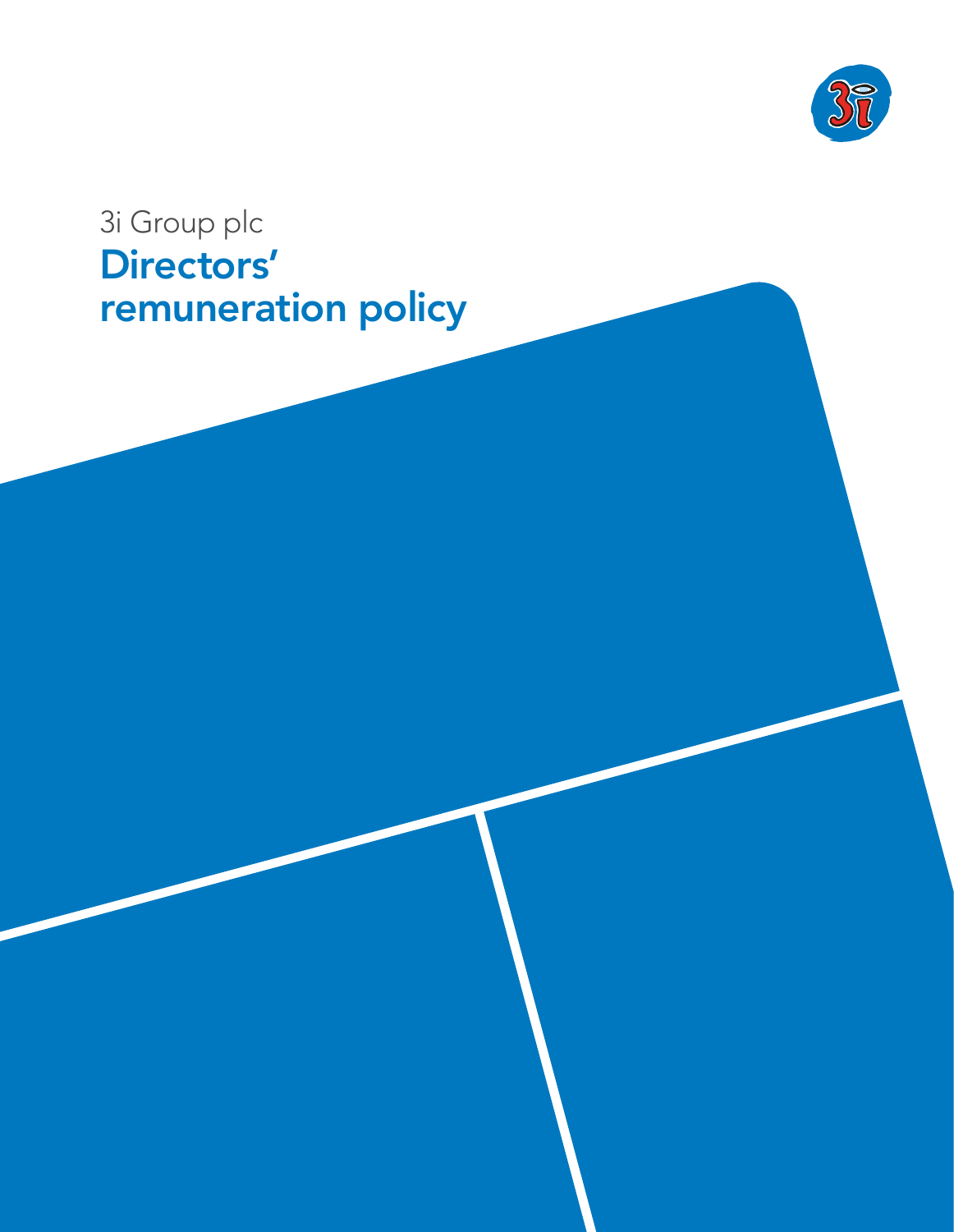3i Group plc

# Directors' remuneration policy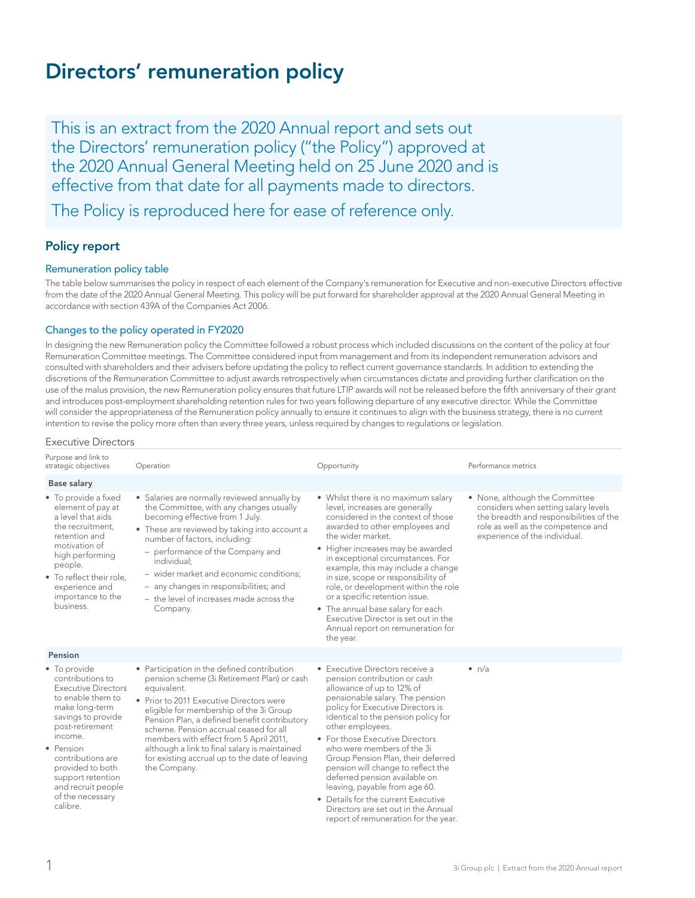# Directors' remuneration policy

This is an extract from the 2020 Annual report and sets out the Directors' remuneration policy ("the Policy") approved at the 2020 Annual General Meeting held on 25 June 2020 and is effective from that date for all payments made to directors.

The Policy is reproduced here for ease of reference only.

## Policy report

### Remuneration policy table

The table below summarises the policy in respect of each element of the Company's remuneration for Executive and non-executive Directors effective from the date of the 2020 Annual General Meeting. This policy will be put forward for shareholder approval at the 2020 Annual General Meeting in accordance with section 439A of the Companies Act 2006.

### Changes to the policy operated in FY2020

In designing the new Remuneration policy the Committee followed a robust process which included discussions on the content of the policy at four Remuneration Committee meetings. The Committee considered input from management and from its independent remuneration advisors and consulted with shareholders and their advisers before updating the policy to reflect current governance standards. In addition to extending the discretions of the Remuneration Committee to adjust awards retrospectively when circumstances dictate and providing further clarification on the use of the malus provision, the new Remuneration policy ensures that future LTIP awards will not be released before the fifth anniversary of their grant and introduces post-employment shareholding retention rules for two years following departure of any executive director. While the Committee will consider the appropriateness of the Remuneration policy annually to ensure it continues to align with the business strategy, there is no current intention to revise the policy more often than every three years, unless required by changes to regulations or legislation.

Executive Directors

| Purpose and link to strategic objectives | Operation | Opportunity | Performance metrics |
|---|---|---|---|
| **Base salary** | | | |
| • To provide a fixed element of pay at a level that aids the recruitment, retention and motivation of high performing people.<br>• To reflect their role, experience and importance to the business. | • Salaries are normally reviewed annually by the Committee, with any changes usually becoming effective from 1 July.<br>• These are reviewed by taking into account a number of factors, including:<br>– performance of the Company and individual;<br>– wider market and economic conditions;<br>– any changes in responsibilities; and<br>– the level of increases made across the Company. | • Whilst there is no maximum salary level, increases are generally considered in the context of those awarded to other employees and the wider market.<br>• Higher increases may be awarded in exceptional circumstances. For example, this may include a change in size, scope or responsibility of role, or development within the role or a specific retention issue.<br>• The annual base salary for each Executive Director is set out in the Annual report on remuneration for the year. | • None, although the Committee considers when setting salary levels the breadth and responsibilities of the role as well as the competence and experience of the individual. |
| **Pension** | | | |
| • To provide contributions to Executive Directors to enable them to make long-term savings to provide post-retirement income.<br>• Pension contributions are provided to both support retention and recruit people of the necessary calibre. | • Participation in the defined contribution pension scheme (3i Retirement Plan) or cash equivalent.<br>• Prior to 2011 Executive Directors were eligible for membership of the 3i Group Pension Plan, a defined benefit contributory scheme. Pension accrual ceased for all members with effect from 5 April 2011, although a link to final salary is maintained for existing accrual up to the date of leaving the Company. | • Executive Directors receive a pension contribution or cash allowance of up to 12% of pensionable salary. The pension policy for Executive Directors is identical to the pension policy for other employees.<br>• For those Executive Directors who were members of the 3i Group Pension Plan, their deferred pension will change to reflect the deferred pension available on leaving, payable from age 60.<br>• Details for the current Executive Directors are set out in the Annual report of remuneration for the year. | • n/a |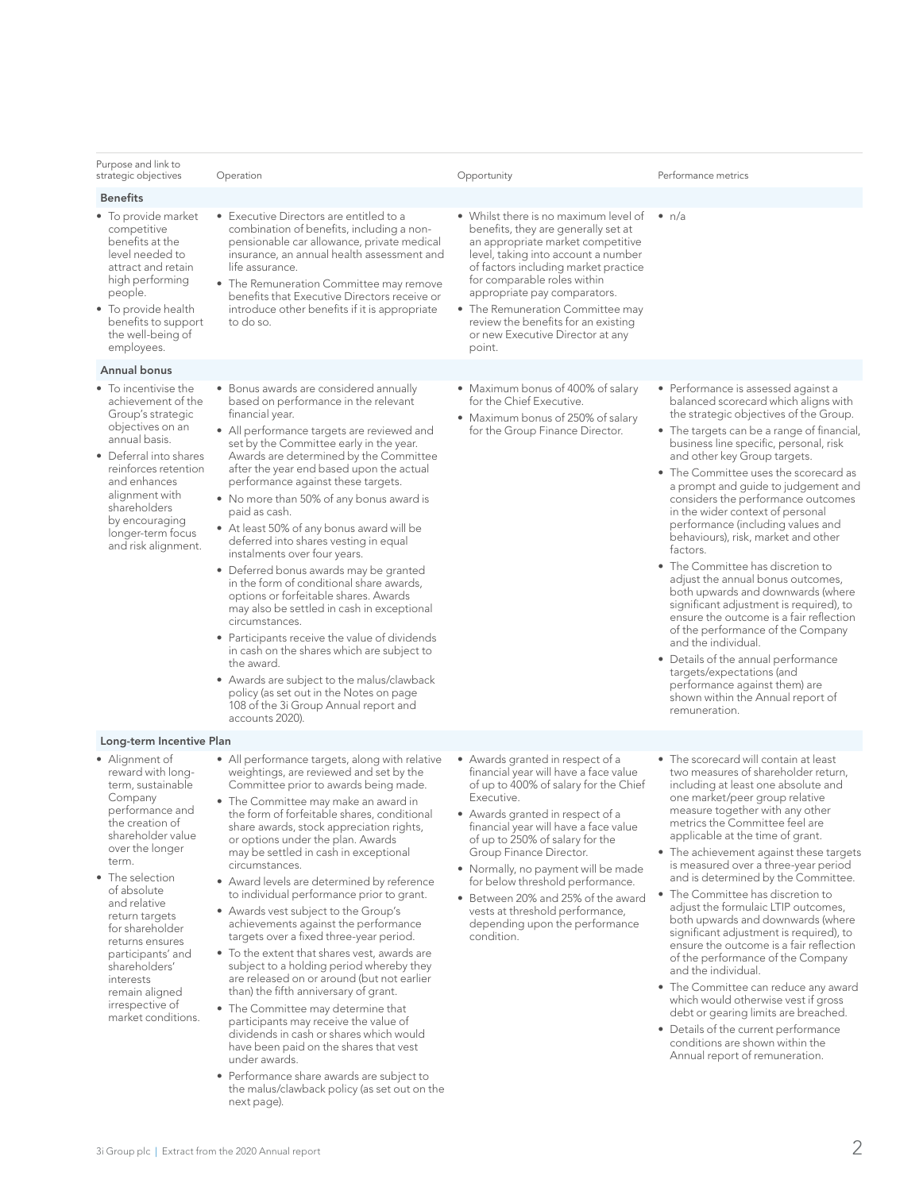| Purpose and link to strategic objectives | Operation | Opportunity | Performance metrics |
| --- | --- | --- | --- |
| **Benefits** | | | |
| • To provide market competitive benefits at the level needed to attract and retain high performing people.<br>• To provide health benefits to support the well-being of employees. | • Executive Directors are entitled to a combination of benefits, including a non-pensionable car allowance, private medical insurance, an annual health assessment and life assurance.<br>• The Remuneration Committee may remove benefits that Executive Directors receive or introduce other benefits if it is appropriate to do so. | • Whilst there is no maximum level of benefits, they are generally set at an appropriate market competitive level, taking into account a number of factors including market practice for comparable roles within appropriate pay comparators.<br>• The Remuneration Committee may review the benefits for an existing or new Executive Director at any point. | • n/a |
| **Annual bonus** | | | |
| • To incentivise the achievement of the Group's strategic objectives on an annual basis.<br>• Deferral into shares reinforces retention and enhances alignment with shareholders by encouraging longer-term focus and risk alignment. | • Bonus awards are considered annually based on performance in the relevant financial year.<br>• All performance targets are reviewed and set by the Committee early in the year. Awards are determined by the Committee after the year end based upon the actual performance against these targets.<br>• No more than 50% of any bonus award is paid as cash.<br>• At least 50% of any bonus award will be deferred into shares vesting in equal instalments over four years.<br>• Deferred bonus awards may be granted in the form of conditional share awards, options or forfeitable shares. Awards may also be settled in cash in exceptional circumstances.<br>• Participants receive the value of dividends in cash on the shares which are subject to the award.<br>• Awards are subject to the malus/clawback policy (as set out in the Notes on page 108 of the 3i Group Annual report and accounts 2020). | • Maximum bonus of 400% of salary for the Chief Executive.<br>• Maximum bonus of 250% of salary for the Group Finance Director. | • Performance is assessed against a balanced scorecard which aligns with the strategic objectives of the Group.<br>• The targets can be a range of financial, business line specific, personal, risk and other key Group targets.<br>• The Committee uses the scorecard as a prompt and guide to judgement and considers the performance outcomes in the wider context of personal performance (including values and behaviours), risk, market and other factors.<br>• The Committee has discretion to adjust the annual bonus outcomes, both upwards and downwards (where significant adjustment is required), to ensure the outcome is a fair reflection of the performance of the Company and the individual.<br>• Details of the annual performance targets/expectations (and performance against them) are shown within the Annual report of remuneration. |
| **Long-term Incentive Plan** | | | |
| • Alignment of reward with long-term, sustainable Company performance and the creation of shareholder value over the longer term.<br>• The selection of absolute and relative return targets for shareholder returns ensures participants' and shareholders' interests remain aligned irrespective of market conditions. | • All performance targets, along with relative weightings, are reviewed and set by the Committee prior to awards being made.<br>• The Committee may make an award in the form of forfeitable shares, conditional share awards, stock appreciation rights, or options under the plan. Awards may be settled in cash in exceptional circumstances.<br>• Award levels are determined by reference to individual performance prior to grant.<br>• Awards vest subject to the Group's achievements against the performance targets over a fixed three-year period.<br>• To the extent that shares vest, awards are subject to a holding period whereby they are released on or around (but not earlier than) the fifth anniversary of grant.<br>• The Committee may determine that participants may receive the value of dividends in cash or shares which would have been paid on the shares that vest under awards.<br>• Performance share awards are subject to the malus/clawback policy (as set out on the next page). | • Awards granted in respect of a financial year will have a face value of up to 400% of salary for the Chief Executive.<br>• Awards granted in respect of a financial year will have a face value of up to 250% of salary for the Group Finance Director.<br>• Normally, no payment will be made for below threshold performance.<br>• Between 20% and 25% of the award vests at threshold performance, depending upon the performance condition. | • The scorecard will contain at least two measures of shareholder return, including at least one absolute and one market/peer group relative measure together with any other metrics the Committee feel are applicable at the time of grant.<br>• The achievement against these targets is measured over a three-year period and is determined by the Committee.<br>• The Committee has discretion to adjust the formulaic LTIP outcomes, both upwards and downwards (where significant adjustment is required), to ensure the outcome is a fair reflection of the performance of the Company and the individual.<br>• The Committee can reduce any award which would otherwise vest if gross debt or gearing limits are breached.<br>• Details of the current performance conditions are shown within the Annual report of remuneration. |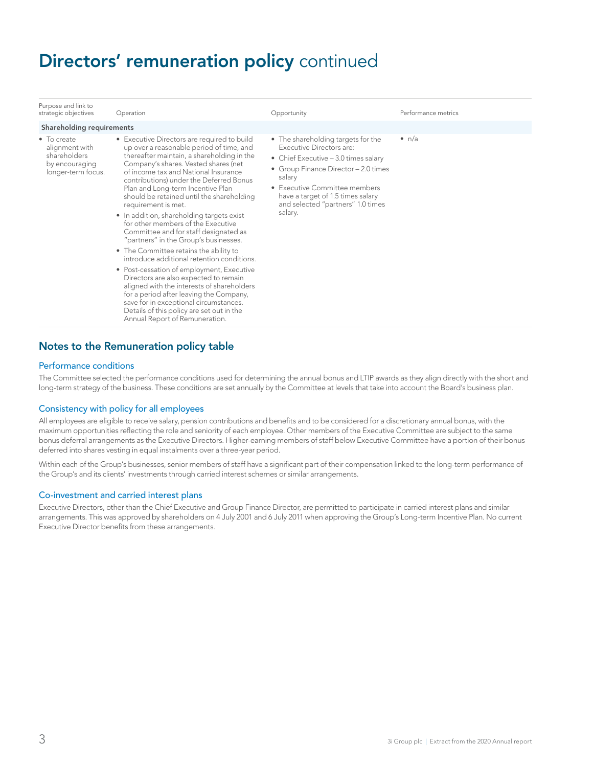# Directors' remuneration policy continued

| Purpose and link to strategic objectives | Operation | Opportunity | Performance metrics |
|---|---|---|---|
| **Shareholding requirements** | | | |
| • To create alignment with shareholders by encouraging longer-term focus. | • Executive Directors are required to build up over a reasonable period of time, and thereafter maintain, a shareholding in the Company's shares. Vested shares (net of income tax and National Insurance contributions) under the Deferred Bonus Plan and Long-term Incentive Plan should be retained until the shareholding requirement is met.<br>• In addition, shareholding targets exist for other members of the Executive Committee and for staff designated as "partners" in the Group's businesses.<br>• The Committee retains the ability to introduce additional retention conditions.<br>• Post-cessation of employment, Executive Directors are also expected to remain aligned with the interests of shareholders for a period after leaving the Company, save for in exceptional circumstances. Details of this policy are set out in the Annual Report of Remuneration. | • The shareholding targets for the Executive Directors are:<br>• Chief Executive – 3.0 times salary<br>• Group Finance Director – 2.0 times salary<br>• Executive Committee members have a target of 1.5 times salary and selected "partners" 1.0 times salary. | • n/a |

## Notes to the Remuneration policy table

### Performance conditions

The Committee selected the performance conditions used for determining the annual bonus and LTIP awards as they align directly with the short and long-term strategy of the business. These conditions are set annually by the Committee at levels that take into account the Board's business plan.

### Consistency with policy for all employees

All employees are eligible to receive salary, pension contributions and benefits and to be considered for a discretionary annual bonus, with the maximum opportunities reflecting the role and seniority of each employee. Other members of the Executive Committee are subject to the same bonus deferral arrangements as the Executive Directors. Higher-earning members of staff below Executive Committee have a portion of their bonus deferred into shares vesting in equal instalments over a three-year period.

Within each of the Group's businesses, senior members of staff have a significant part of their compensation linked to the long-term performance of the Group's and its clients' investments through carried interest schemes or similar arrangements.

### Co-investment and carried interest plans

Executive Directors, other than the Chief Executive and Group Finance Director, are permitted to participate in carried interest plans and similar arrangements. This was approved by shareholders on 4 July 2001 and 6 July 2011 when approving the Group's Long-term Incentive Plan. No current Executive Director benefits from these arrangements.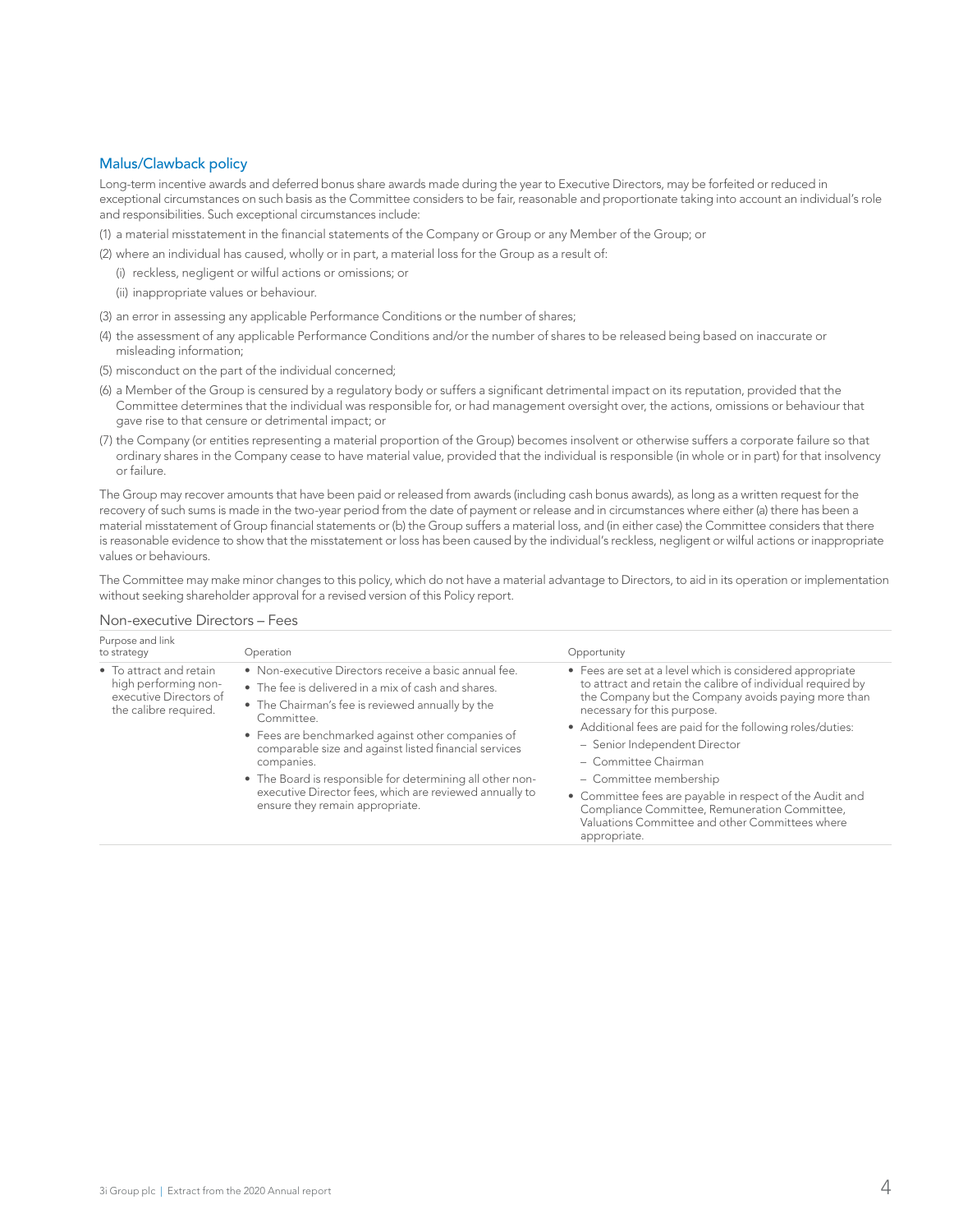## Malus/Clawback policy

Long-term incentive awards and deferred bonus share awards made during the year to Executive Directors, may be forfeited or reduced in exceptional circumstances on such basis as the Committee considers to be fair, reasonable and proportionate taking into account an individual's role and responsibilities. Such exceptional circumstances include:

(1) a material misstatement in the financial statements of the Company or Group or any Member of the Group; or

(2) where an individual has caused, wholly or in part, a material loss for the Group as a result of:

  (i) reckless, negligent or wilful actions or omissions; or

  (ii) inappropriate values or behaviour.

(3) an error in assessing any applicable Performance Conditions or the number of shares;

(4) the assessment of any applicable Performance Conditions and/or the number of shares to be released being based on inaccurate or misleading information;

(5) misconduct on the part of the individual concerned;

(6) a Member of the Group is censured by a regulatory body or suffers a significant detrimental impact on its reputation, provided that the Committee determines that the individual was responsible for, or had management oversight over, the actions, omissions or behaviour that gave rise to that censure or detrimental impact; or

(7) the Company (or entities representing a material proportion of the Group) becomes insolvent or otherwise suffers a corporate failure so that ordinary shares in the Company cease to have material value, provided that the individual is responsible (in whole or in part) for that insolvency or failure.

The Group may recover amounts that have been paid or released from awards (including cash bonus awards), as long as a written request for the recovery of such sums is made in the two-year period from the date of payment or release and in circumstances where either (a) there has been a material misstatement of Group financial statements or (b) the Group suffers a material loss, and (in either case) the Committee considers that there is reasonable evidence to show that the misstatement or loss has been caused by the individual's reckless, negligent or wilful actions or inappropriate values or behaviours.

The Committee may make minor changes to this policy, which do not have a material advantage to Directors, to aid in its operation or implementation without seeking shareholder approval for a revised version of this Policy report.

### Non-executive Directors – Fees

| Purpose and link to strategy | Operation | Opportunity |
|---|---|---|
| • To attract and retain high performing non-executive Directors of the calibre required. | • Non-executive Directors receive a basic annual fee.<br>• The fee is delivered in a mix of cash and shares.<br>• The Chairman's fee is reviewed annually by the Committee.<br>• Fees are benchmarked against other companies of comparable size and against listed financial services companies.<br>• The Board is responsible for determining all other non-executive Director fees, which are reviewed annually to ensure they remain appropriate. | • Fees are set at a level which is considered appropriate to attract and retain the calibre of individual required by the Company but the Company avoids paying more than necessary for this purpose.<br>• Additional fees are paid for the following roles/duties:<br>– Senior Independent Director<br>– Committee Chairman<br>– Committee membership<br>• Committee fees are payable in respect of the Audit and Compliance Committee, Remuneration Committee, Valuations Committee and other Committees where appropriate. |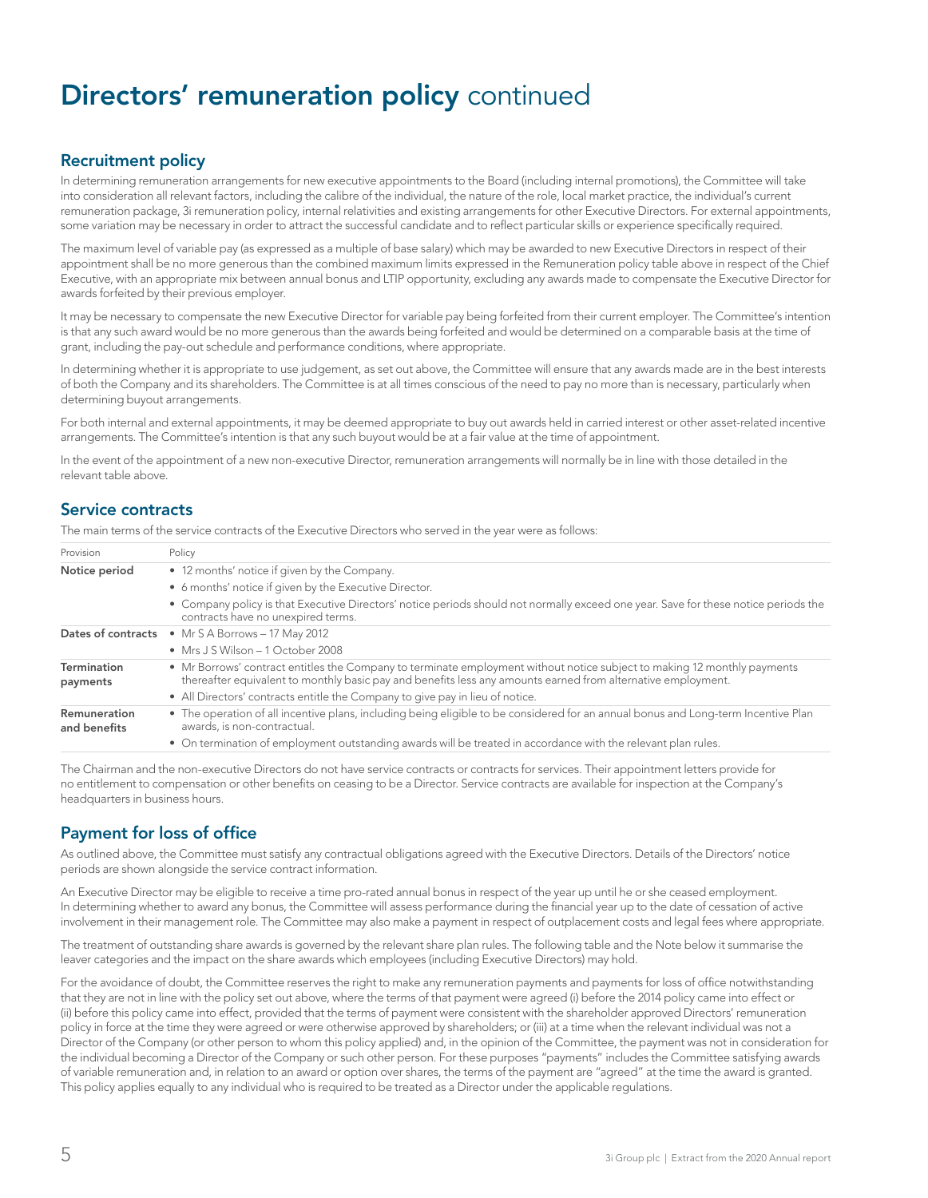# Directors' remuneration policy continued

## Recruitment policy

In determining remuneration arrangements for new executive appointments to the Board (including internal promotions), the Committee will take into consideration all relevant factors, including the calibre of the individual, the nature of the role, local market practice, the individual's current remuneration package, 3i remuneration policy, internal relativities and existing arrangements for other Executive Directors. For external appointments, some variation may be necessary in order to attract the successful candidate and to reflect particular skills or experience specifically required.

The maximum level of variable pay (as expressed as a multiple of base salary) which may be awarded to new Executive Directors in respect of their appointment shall be no more generous than the combined maximum limits expressed in the Remuneration policy table above in respect of the Chief Executive, with an appropriate mix between annual bonus and LTIP opportunity, excluding any awards made to compensate the Executive Director for awards forfeited by their previous employer.

It may be necessary to compensate the new Executive Director for variable pay being forfeited from their current employer. The Committee's intention is that any such award would be no more generous than the awards being forfeited and would be determined on a comparable basis at the time of grant, including the pay-out schedule and performance conditions, where appropriate.

In determining whether it is appropriate to use judgement, as set out above, the Committee will ensure that any awards made are in the best interests of both the Company and its shareholders. The Committee is at all times conscious of the need to pay no more than is necessary, particularly when determining buyout arrangements.

For both internal and external appointments, it may be deemed appropriate to buy out awards held in carried interest or other asset-related incentive arrangements. The Committee's intention is that any such buyout would be at a fair value at the time of appointment.

In the event of the appointment of a new non-executive Director, remuneration arrangements will normally be in line with those detailed in the relevant table above.

## Service contracts

The main terms of the service contracts of the Executive Directors who served in the year were as follows:

| Provision | Policy |
|---|---|
| **Notice period** | • 12 months' notice if given by the Company.<br>• 6 months' notice if given by the Executive Director.<br>• Company policy is that Executive Directors' notice periods should not normally exceed one year. Save for these notice periods the contracts have no unexpired terms. |
| **Dates of contracts** | • Mr S A Borrows – 17 May 2012<br>• Mrs J S Wilson – 1 October 2008 |
| **Termination payments** | • Mr Borrows' contract entitles the Company to terminate employment without notice subject to making 12 monthly payments thereafter equivalent to monthly basic pay and benefits less any amounts earned from alternative employment.<br>• All Directors' contracts entitle the Company to give pay in lieu of notice. |
| **Remuneration and benefits** | • The operation of all incentive plans, including being eligible to be considered for an annual bonus and Long-term Incentive Plan awards, is non-contractual.<br>• On termination of employment outstanding awards will be treated in accordance with the relevant plan rules. |

The Chairman and the non-executive Directors do not have service contracts or contracts for services. Their appointment letters provide for no entitlement to compensation or other benefits on ceasing to be a Director. Service contracts are available for inspection at the Company's headquarters in business hours.

## Payment for loss of office

As outlined above, the Committee must satisfy any contractual obligations agreed with the Executive Directors. Details of the Directors' notice periods are shown alongside the service contract information.

An Executive Director may be eligible to receive a time pro-rated annual bonus in respect of the year up until he or she ceased employment. In determining whether to award any bonus, the Committee will assess performance during the financial year up to the date of cessation of active involvement in their management role. The Committee may also make a payment in respect of outplacement costs and legal fees where appropriate.

The treatment of outstanding share awards is governed by the relevant share plan rules. The following table and the Note below it summarise the leaver categories and the impact on the share awards which employees (including Executive Directors) may hold.

For the avoidance of doubt, the Committee reserves the right to make any remuneration payments and payments for loss of office notwithstanding that they are not in line with the policy set out above, where the terms of that payment were agreed (i) before the 2014 policy came into effect or (ii) before this policy came into effect, provided that the terms of payment were consistent with the shareholder approved Directors' remuneration policy in force at the time they were agreed or were otherwise approved by shareholders; or (iii) at a time when the relevant individual was not a Director of the Company (or other person to whom this policy applied) and, in the opinion of the Committee, the payment was not in consideration for the individual becoming a Director of the Company or such other person. For these purposes "payments" includes the Committee satisfying awards of variable remuneration and, in relation to an award or option over shares, the terms of the payment are "agreed" at the time the award is granted. This policy applies equally to any individual who is required to be treated as a Director under the applicable regulations.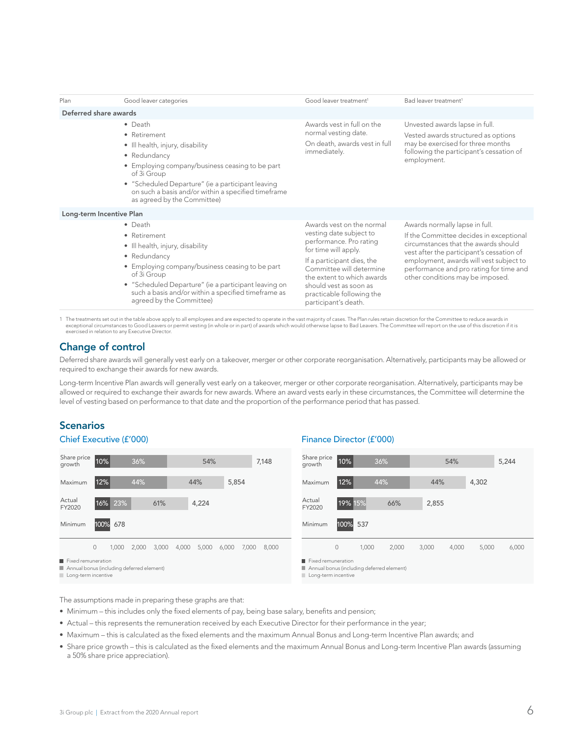| Plan | Good leaver categories | Good leaver treatment[1] | Bad leaver treatment[1] |
|---|---|---|---|
| **Deferred share awards** | | | |
| | • Death<br>• Retirement<br>• Ill health, injury, disability<br>• Redundancy<br>• Employing company/business ceasing to be part of 3i Group<br>• "Scheduled Departure" (ie a participant leaving on such a basis and/or within a specified timeframe as agreed by the Committee) | Awards vest in full on the normal vesting date.<br>On death, awards vest in full immediately. | Unvested awards lapse in full.<br>Vested awards structured as options may be exercised for three months following the participant's cessation of employment. |
| **Long-term Incentive Plan** | | | |
| | • Death<br>• Retirement<br>• Ill health, injury, disability<br>• Redundancy<br>• Employing company/business ceasing to be part of 3i Group<br>• "Scheduled Departure" (ie a participant leaving on such a basis and/or within a specified timeframe as agreed by the Committee) | Awards vest on the normal vesting date subject to performance. Pro rating for time will apply.<br>If a participant dies, the Committee will determine the extent to which awards should vest as soon as practicable following the participant's death. | Awards normally lapse in full.<br>If the Committee decides in exceptional circumstances that the awards should vest after the participant's cessation of employment, awards will vest subject to performance and pro rating for time and other conditions may be imposed. |

1 The treatments set out in the table above apply to all employees and are expected to operate in the vast majority of cases. The Plan rules retain discretion for the Committee to reduce awards in exceptional circumstances to Good Leavers or permit vesting (in whole or in part) of awards which would otherwise lapse to Bad Leavers. The Committee will report on the use of this discretion if it is exercised in relation to any Executive Director.

## Change of control

Deferred share awards will generally vest early on a takeover, merger or other corporate reorganisation. Alternatively, participants may be allowed or required to exchange their awards for new awards.

Long-term Incentive Plan awards will generally vest early on a takeover, merger or other corporate reorganisation. Alternatively, participants may be allowed or required to exchange their awards for new awards. Where an award vests early in these circumstances, the Committee will determine the level of vesting based on performance to that date and the proportion of the performance period that has passed.

## Scenarios

### Chief Executive (£'000)

| Scenario | Fixed remuneration | Annual bonus (including deferred element) | Long-term incentive | Total |
|---|---|---|---|---|
| Share price growth | 10% | 36% | 54% | 7,148 |
| Maximum | 12% | 44% | 44% | 5,854 |
| Actual FY2020 | 16% | 23% | 61% | 4,224 |
| Minimum | 100% | | | 678 |

### Finance Director (£'000)

| Scenario | Fixed remuneration | Annual bonus (including deferred element) | Long-term incentive | Total |
|---|---|---|---|---|
| Share price growth | 10% | 36% | 54% | 5,244 |
| Maximum | 12% | 44% | 44% | 4,302 |
| Actual FY2020 | 19% | 15% | 66% | 2,855 |
| Minimum | 100% | | | 537 |

The assumptions made in preparing these graphs are that:

- Minimum – this includes only the fixed elements of pay, being base salary, benefits and pension;
- Actual – this represents the remuneration received by each Executive Director for their performance in the year;
- Maximum – this is calculated as the fixed elements and the maximum Annual Bonus and Long-term Incentive Plan awards; and
- Share price growth – this is calculated as the fixed elements and the maximum Annual Bonus and Long-term Incentive Plan awards (assuming a 50% share price appreciation).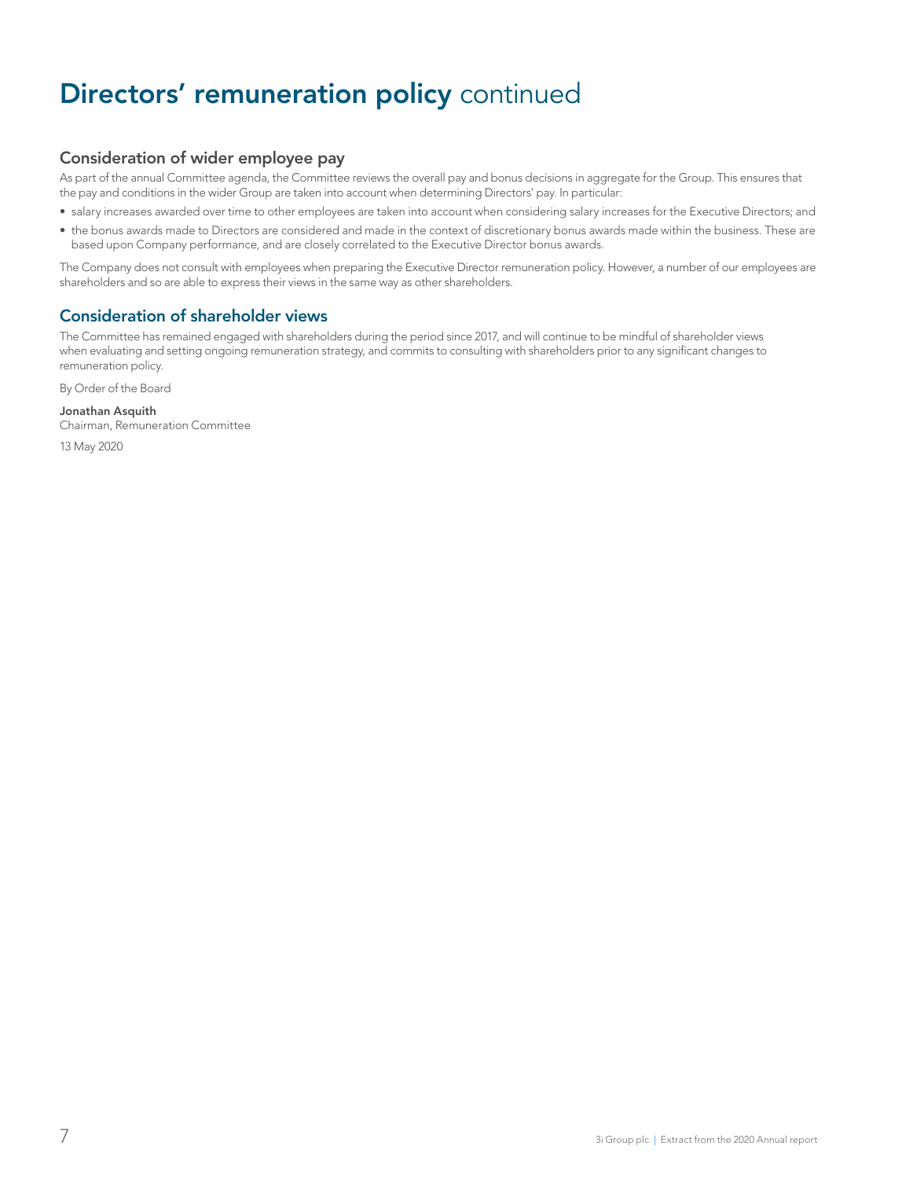# Directors' remuneration policy continued

## Consideration of wider employee pay

As part of the annual Committee agenda, the Committee reviews the overall pay and bonus decisions in aggregate for the Group. This ensures that the pay and conditions in the wider Group are taken into account when determining Directors' pay. In particular:

- salary increases awarded over time to other employees are taken into account when considering salary increases for the Executive Directors; and
- the bonus awards made to Directors are considered and made in the context of discretionary bonus awards made within the business. These are based upon Company performance, and are closely correlated to the Executive Director bonus awards.

The Company does not consult with employees when preparing the Executive Director remuneration policy. However, a number of our employees are shareholders and so are able to express their views in the same way as other shareholders.

## Consideration of shareholder views

The Committee has remained engaged with shareholders during the period since 2017, and will continue to be mindful of shareholder views when evaluating and setting ongoing remuneration strategy, and commits to consulting with shareholders prior to any significant changes to remuneration policy.

By Order of the Board

**Jonathan Asquith**
Chairman, Remuneration Committee

13 May 2020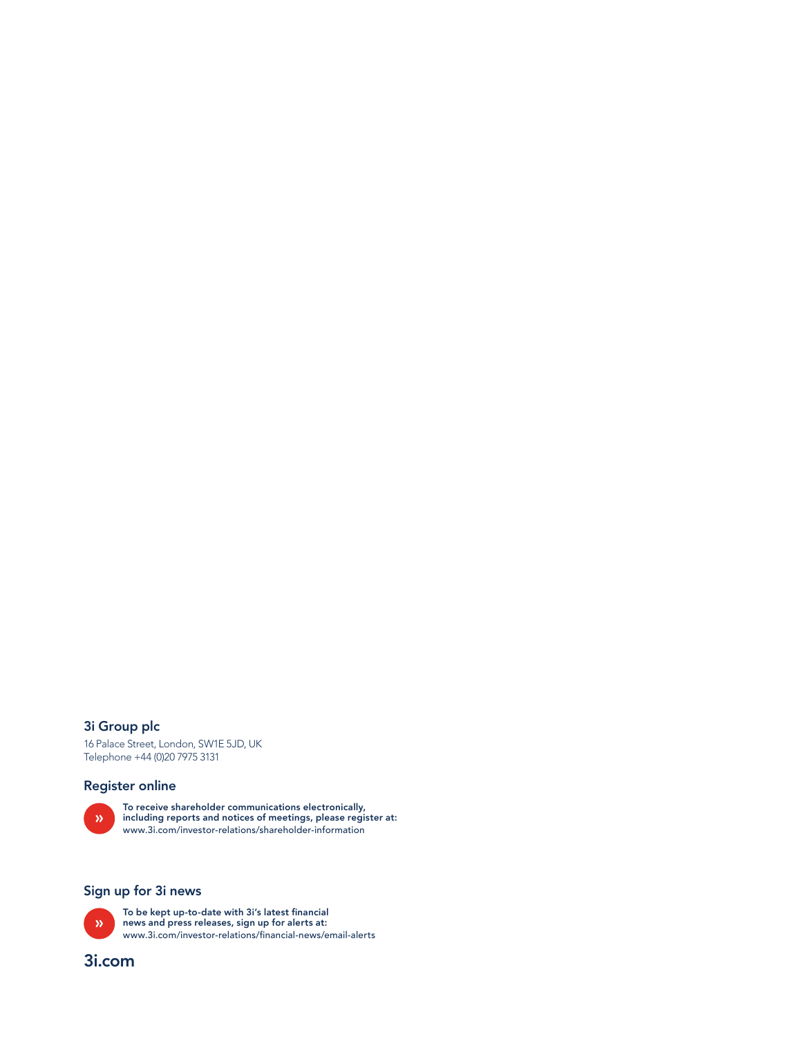## 3i Group plc

16 Palace Street, London, SW1E 5JD, UK
Telephone +44 (0)20 7975 3131

## Register online

» **To receive shareholder communications electronically, including reports and notices of meetings, please register at:**
www.3i.com/investor-relations/shareholder-information

## Sign up for 3i news

» **To be kept up-to-date with 3i's latest financial news and press releases, sign up for alerts at:**
www.3i.com/investor-relations/financial-news/email-alerts

**3i.com**